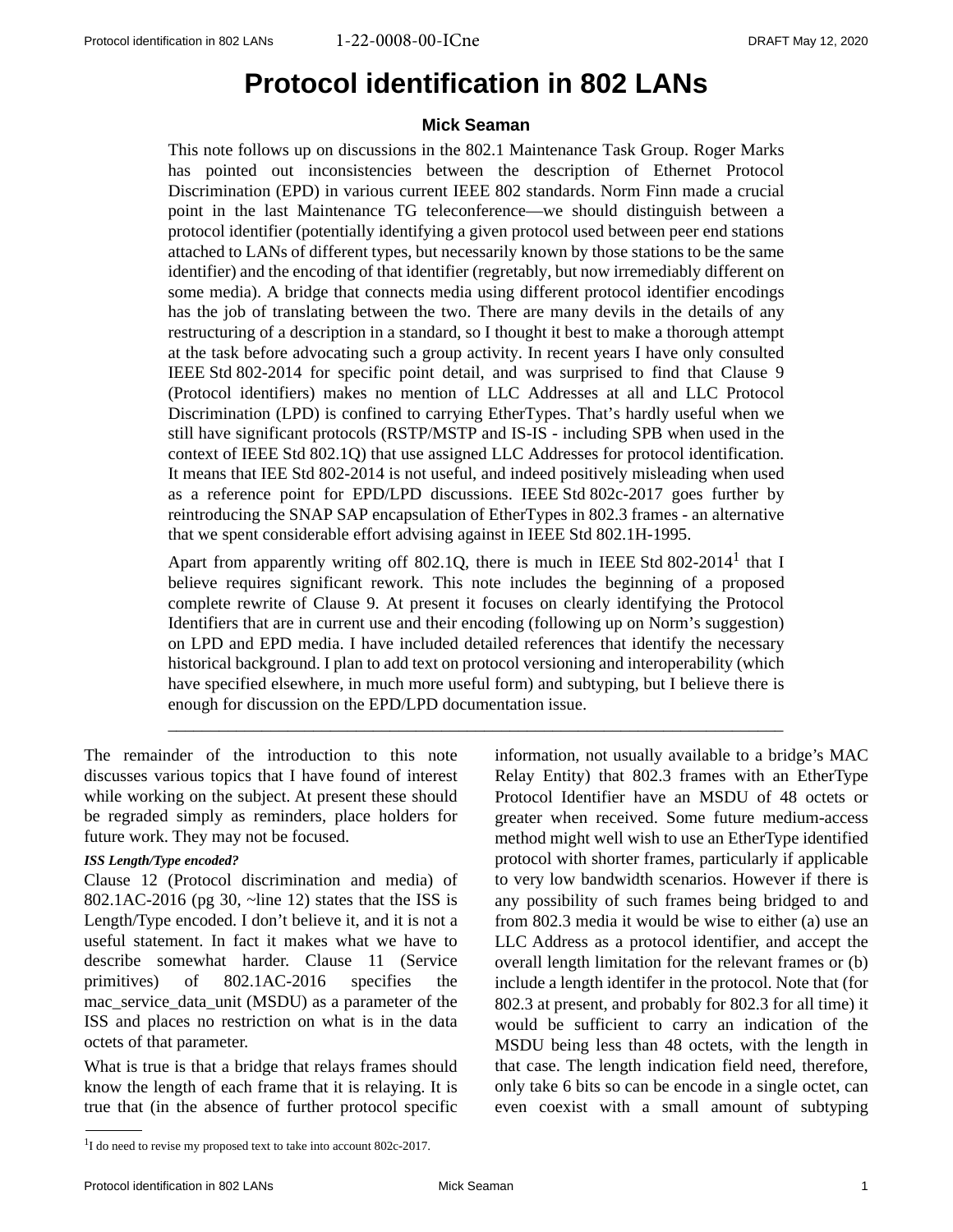# Protocol identification in 802 LANs

**Mick Seaman**

This note follows up on discussions in the 802.1 Maintenance Task Group. Roger Marks has pointed out inconsistencies between the description of Ethernet Protocol Discrimination (EPD) in various current IEEE 802 standards. Norm Finn made a crucial point in the last Maintenance TG teleconference—we should distinguish between a protocol identifier (potentially identifying a given protocol used between peer end stations attached to LANs of different types, but necessarily known by those stations to be the same identifier) and the encoding of that identifier (regretably, but now irremediably different on some media). A bridge that connects media using different protocol identifier encodings has the job of translating between the two. There are many devils in the details of any restructuring of a description in a standard, so I thought it best to make a thorough attempt at the task before advocating such a group activity. In recent years I have only consulted IEEE Std 802-2014 for specific point detail, and was surprised to find that Clause 9 (Protocol identifiers) makes no mention of LLC Addresses at all and LLC Protocol Discrimination (LPD) is confined to carrying EtherTypes. That's hardly useful when we still have significant protocols (RSTP/MSTP and IS-IS - including SPB when used in the context of IEEE Std 802.1Q) that use assigned LLC Addresses for protocol identification. It means that IEE Std 802-2014 is not useful, and indeed positively misleading when used as a reference point for EPD/LPD discussions. IEEE Std 802c-2017 goes further by reintroducing the SNAP SAP encapsulation of EtherTypes in 802.3 frames - an alternative that we spent considerable effort advising against in IEEE Std 802.1H-1995.

Apart from apparently writing off 802.1Q, there is much in IEEE Std 802-2014[1] that I believe requires significant rework. This note includes the beginning of a proposed complete rewrite of Clause 9. At present it focuses on clearly identifying the Protocol Identifiers that are in current use and their encoding (following up on Norm's suggestion) on LPD and EPD media. I have included detailed references that identify the necessary historical background. I plan to add text on protocol versioning and interoperability (which have specified elsewhere, in much more useful form) and subtyping, but I believe there is enough for discussion on the EPD/LPD documentation issue.

---

The remainder of the introduction to this note discusses various topics that I have found of interest while working on the subject. At present these should be regraded simply as reminders, place holders for future work. They may not be focused.

***ISS Length/Type encoded?***

Clause 12 (Protocol discrimination and media) of 802.1AC-2016 (pg 30, ~line 12) states that the ISS is Length/Type encoded. I don't believe it, and it is not a useful statement. In fact it makes what we have to describe somewhat harder. Clause 11 (Service primitives) of 802.1AC-2016 specifies the mac_service_data_unit (MSDU) as a parameter of the ISS and places no restriction on what is in the data octets of that parameter.

What is true is that a bridge that relays frames should know the length of each frame that it is relaying. It is true that (in the absence of further protocol specific information, not usually available to a bridge's MAC Relay Entity) that 802.3 frames with an EtherType Protocol Identifier have an MSDU of 48 octets or greater when received. Some future medium-access method might well wish to use an EtherType identified protocol with shorter frames, particularly if applicable to very low bandwidth scenarios. However if there is any possibility of such frames being bridged to and from 802.3 media it would be wise to either (a) use an LLC Address as a protocol identifier, and accept the overall length limitation for the relevant frames or (b) include a length identifer in the protocol. Note that (for 802.3 at present, and probably for 802.3 for all time) it would be sufficient to carry an indication of the MSDU being less than 48 octets, with the length in that case. The length indication field need, therefore, only take 6 bits so can be encode in a single octet, can even coexist with a small amount of subtyping

[1] I do need to revise my proposed text to take into account 802c-2017.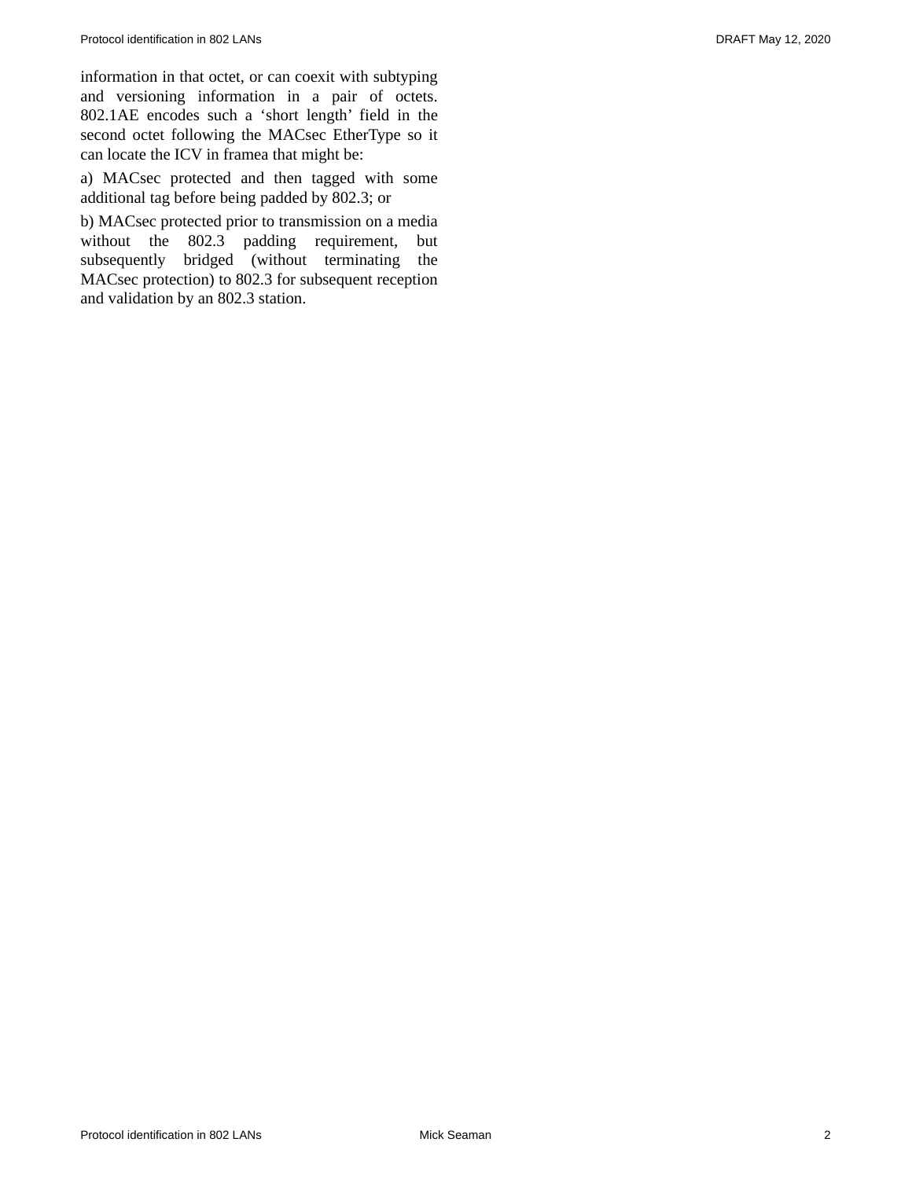information in that octet, or can coexit with subtyping and versioning information in a pair of octets. 802.1AE encodes such a ‘short length’ field in the second octet following the MACsec EtherType so it can locate the ICV in framea that might be:

a) MACsec protected and then tagged with some additional tag before being padded by 802.3; or

b) MACsec protected prior to transmission on a media without the 802.3 padding requirement, but subsequently bridged (without terminating the MACsec protection) to 802.3 for subsequent reception and validation by an 802.3 station.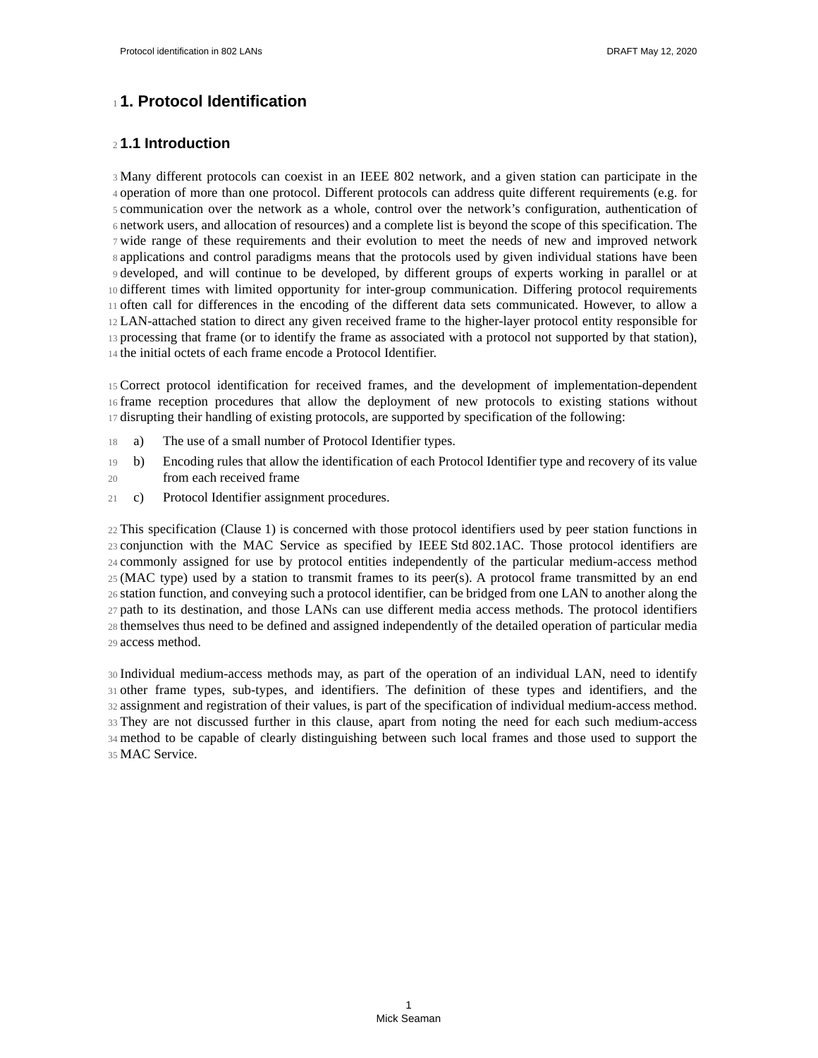# 1. Protocol Identification

## 1.1 Introduction

Many different protocols can coexist in an IEEE 802 network, and a given station can participate in the operation of more than one protocol. Different protocols can address quite different requirements (e.g. for communication over the network as a whole, control over the network's configuration, authentication of network users, and allocation of resources) and a complete list is beyond the scope of this specification. The wide range of these requirements and their evolution to meet the needs of new and improved network applications and control paradigms means that the protocols used by given individual stations have been developed, and will continue to be developed, by different groups of experts working in parallel or at different times with limited opportunity for inter-group communication. Differing protocol requirements often call for differences in the encoding of the different data sets communicated. However, to allow a LAN-attached station to direct any given received frame to the higher-layer protocol entity responsible for processing that frame (or to identify the frame as associated with a protocol not supported by that station), the initial octets of each frame encode a Protocol Identifier.

Correct protocol identification for received frames, and the development of implementation-dependent frame reception procedures that allow the deployment of new protocols to existing stations without disrupting their handling of existing protocols, are supported by specification of the following:

a) The use of a small number of Protocol Identifier types.
b) Encoding rules that allow the identification of each Protocol Identifier type and recovery of its value from each received frame
c) Protocol Identifier assignment procedures.

This specification (Clause 1) is concerned with those protocol identifiers used by peer station functions in conjunction with the MAC Service as specified by IEEE Std 802.1AC. Those protocol identifiers are commonly assigned for use by protocol entities independently of the particular medium-access method (MAC type) used by a station to transmit frames to its peer(s). A protocol frame transmitted by an end station function, and conveying such a protocol identifier, can be bridged from one LAN to another along the path to its destination, and those LANs can use different media access methods. The protocol identifiers themselves thus need to be defined and assigned independently of the detailed operation of particular media access method.

Individual medium-access methods may, as part of the operation of an individual LAN, need to identify other frame types, sub-types, and identifiers. The definition of these types and identifiers, and the assignment and registration of their values, is part of the specification of individual medium-access method. They are not discussed further in this clause, apart from noting the need for each such medium-access method to be capable of clearly distinguishing between such local frames and those used to support the MAC Service.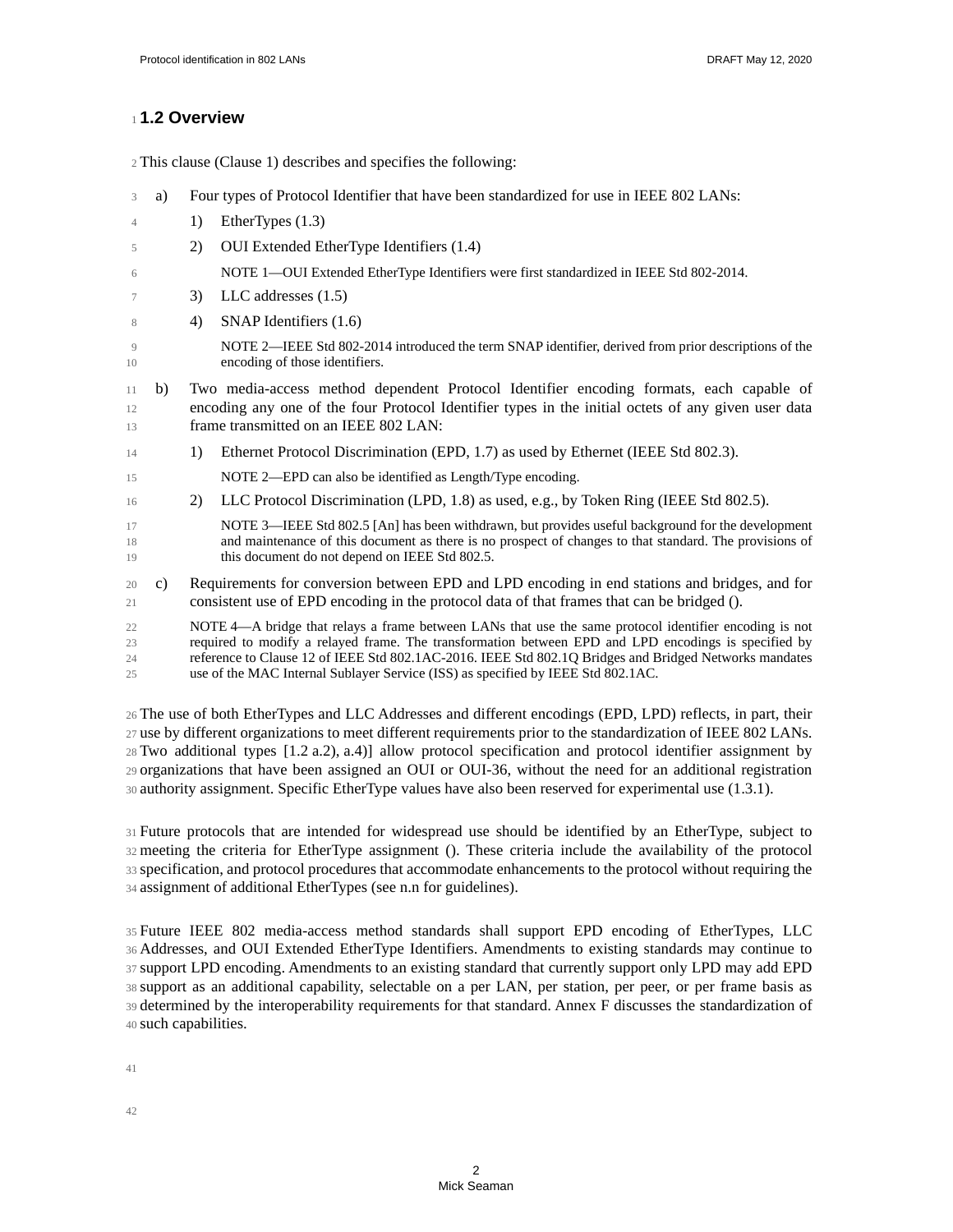## 1.2 Overview

This clause (Clause 1) describes and specifies the following:

a) Four types of Protocol Identifier that have been standardized for use in IEEE 802 LANs:

   1) EtherTypes (1.3)

   2) OUI Extended EtherType Identifiers (1.4)

      NOTE 1—OUI Extended EtherType Identifiers were first standardized in IEEE Std 802-2014.

   3) LLC addresses (1.5)

   4) SNAP Identifiers (1.6)

      NOTE 2—IEEE Std 802-2014 introduced the term SNAP identifier, derived from prior descriptions of the encoding of those identifiers.

b) Two media-access method dependent Protocol Identifier encoding formats, each capable of encoding any one of the four Protocol Identifier types in the initial octets of any given user data frame transmitted on an IEEE 802 LAN:

   1) Ethernet Protocol Discrimination (EPD, 1.7) as used by Ethernet (IEEE Std 802.3).

      NOTE 2—EPD can also be identified as Length/Type encoding.

   2) LLC Protocol Discrimination (LPD, 1.8) as used, e.g., by Token Ring (IEEE Std 802.5).

      NOTE 3—IEEE Std 802.5 [An] has been withdrawn, but provides useful background for the development and maintenance of this document as there is no prospect of changes to that standard. The provisions of this document do not depend on IEEE Std 802.5.

c) Requirements for conversion between EPD and LPD encoding in end stations and bridges, and for consistent use of EPD encoding in the protocol data of that frames that can be bridged ().

   NOTE 4—A bridge that relays a frame between LANs that use the same protocol identifier encoding is not required to modify a relayed frame. The transformation between EPD and LPD encodings is specified by reference to Clause 12 of IEEE Std 802.1AC-2016. IEEE Std 802.1Q Bridges and Bridged Networks mandates use of the MAC Internal Sublayer Service (ISS) as specified by IEEE Std 802.1AC.

The use of both EtherTypes and LLC Addresses and different encodings (EPD, LPD) reflects, in part, their use by different organizations to meet different requirements prior to the standardization of IEEE 802 LANs. Two additional types [1.2 a.2), a.4)] allow protocol specification and protocol identifier assignment by organizations that have been assigned an OUI or OUI-36, without the need for an additional registration authority assignment. Specific EtherType values have also been reserved for experimental use (1.3.1).

Future protocols that are intended for widespread use should be identified by an EtherType, subject to meeting the criteria for EtherType assignment (). These criteria include the availability of the protocol specification, and protocol procedures that accommodate enhancements to the protocol without requiring the assignment of additional EtherTypes (see n.n for guidelines).

Future IEEE 802 media-access method standards shall support EPD encoding of EtherTypes, LLC Addresses, and OUI Extended EtherType Identifiers. Amendments to existing standards may continue to support LPD encoding. Amendments to an existing standard that currently support only LPD may add EPD support as an additional capability, selectable on a per LAN, per station, per peer, or per frame basis as determined by the interoperability requirements for that standard. Annex F discusses the standardization of such capabilities.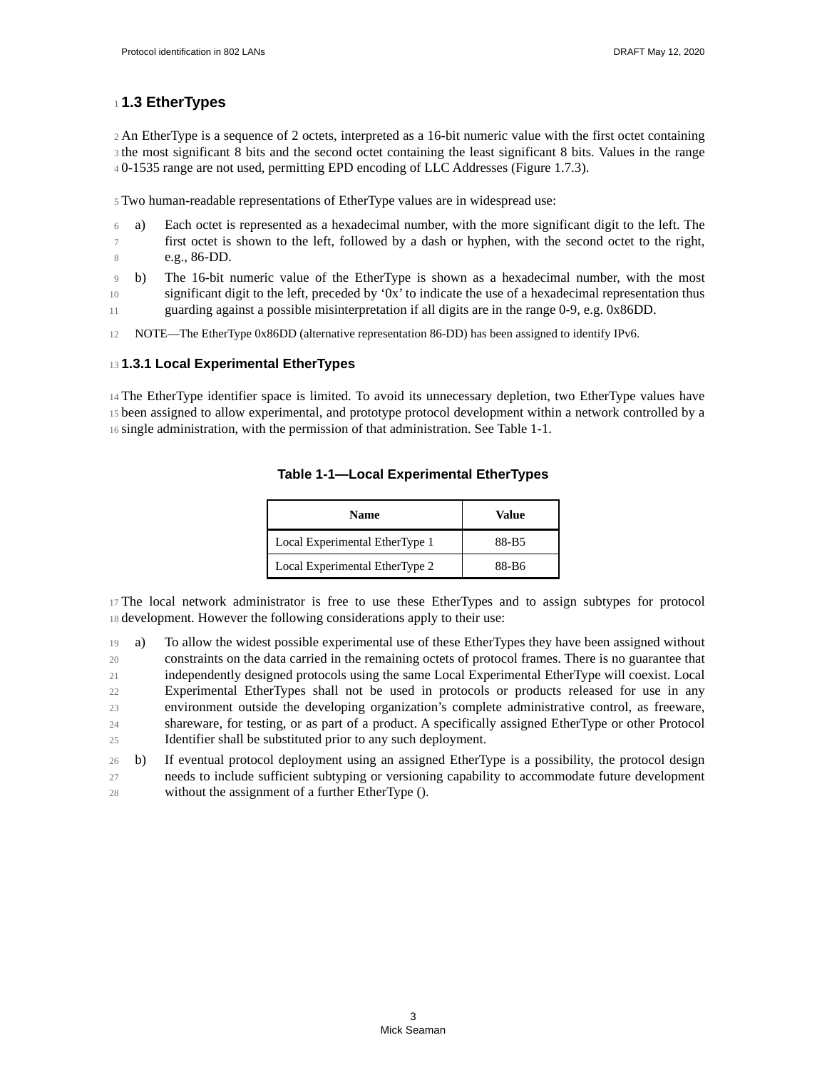## 1.3 EtherTypes

An EtherType is a sequence of 2 octets, interpreted as a 16-bit numeric value with the first octet containing the most significant 8 bits and the second octet containing the least significant 8 bits. Values in the range 0-1535 range are not used, permitting EPD encoding of LLC Addresses (Figure 1.7.3).

Two human-readable representations of EtherType values are in widespread use:

a) Each octet is represented as a hexadecimal number, with the more significant digit to the left. The first octet is shown to the left, followed by a dash or hyphen, with the second octet to the right, e.g., 86-DD.

b) The 16-bit numeric value of the EtherType is shown as a hexadecimal number, with the most significant digit to the left, preceded by '0x' to indicate the use of a hexadecimal representation thus guarding against a possible misinterpretation if all digits are in the range 0-9, e.g. 0x86DD.

NOTE—The EtherType 0x86DD (alternative representation 86-DD) has been assigned to identify IPv6.

### 1.3.1 Local Experimental EtherTypes

The EtherType identifier space is limited. To avoid its unnecessary depletion, two EtherType values have been assigned to allow experimental, and prototype protocol development within a network controlled by a single administration, with the permission of that administration. See Table 1-1.

**Table 1-1—Local Experimental EtherTypes**

| Name | Value |
|---|---|
| Local Experimental EtherType 1 | 88-B5 |
| Local Experimental EtherType 2 | 88-B6 |

The local network administrator is free to use these EtherTypes and to assign subtypes for protocol development. However the following considerations apply to their use:

a) To allow the widest possible experimental use of these EtherTypes they have been assigned without constraints on the data carried in the remaining octets of protocol frames. There is no guarantee that independently designed protocols using the same Local Experimental EtherType will coexist. Local Experimental EtherTypes shall not be used in protocols or products released for use in any environment outside the developing organization's complete administrative control, as freeware, shareware, for testing, or as part of a product. A specifically assigned EtherType or other Protocol Identifier shall be substituted prior to any such deployment.

b) If eventual protocol deployment using an assigned EtherType is a possibility, the protocol design needs to include sufficient subtyping or versioning capability to accommodate future development without the assignment of a further EtherType ().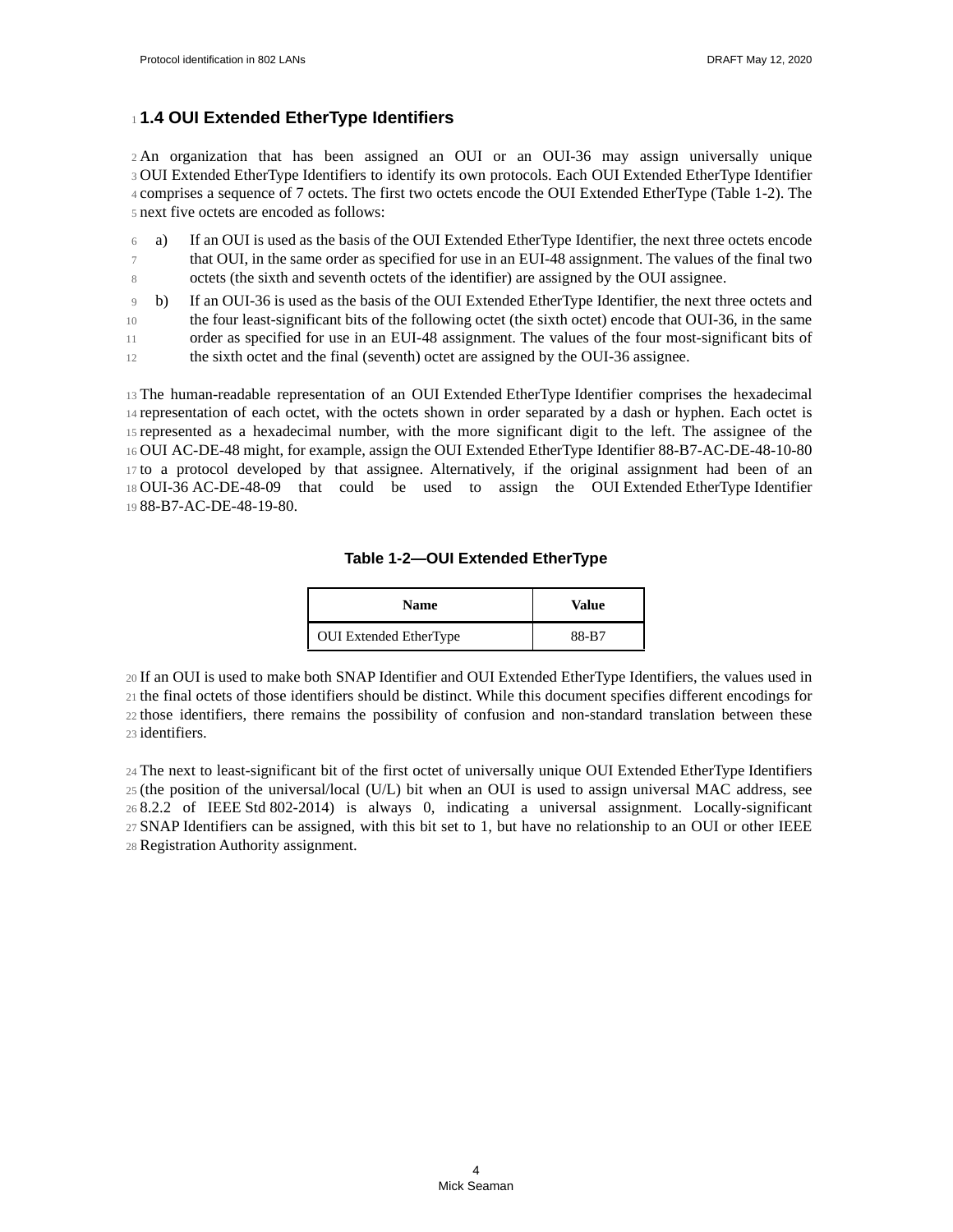## 1.4 OUI Extended EtherType Identifiers

An organization that has been assigned an OUI or an OUI-36 may assign universally unique OUI Extended EtherType Identifiers to identify its own protocols. Each OUI Extended EtherType Identifier comprises a sequence of 7 octets. The first two octets encode the OUI Extended EtherType (Table 1-2). The next five octets are encoded as follows:

a) If an OUI is used as the basis of the OUI Extended EtherType Identifier, the next three octets encode that OUI, in the same order as specified for use in an EUI-48 assignment. The values of the final two octets (the sixth and seventh octets of the identifier) are assigned by the OUI assignee.

b) If an OUI-36 is used as the basis of the OUI Extended EtherType Identifier, the next three octets and the four least-significant bits of the following octet (the sixth octet) encode that OUI-36, in the same order as specified for use in an EUI-48 assignment. The values of the four most-significant bits of the sixth octet and the final (seventh) octet are assigned by the OUI-36 assignee.

The human-readable representation of an OUI Extended EtherType Identifier comprises the hexadecimal representation of each octet, with the octets shown in order separated by a dash or hyphen. Each octet is represented as a hexadecimal number, with the more significant digit to the left. The assignee of the OUI AC-DE-48 might, for example, assign the OUI Extended EtherType Identifier 88-B7-AC-DE-48-10-80 to a protocol developed by that assignee. Alternatively, if the original assignment had been of an OUI-36 AC-DE-48-09 that could be used to assign the OUI Extended EtherType Identifier 88-B7-AC-DE-48-19-80.

**Table 1-2—OUI Extended EtherType**

| Name | Value |
|---|---|
| OUI Extended EtherType | 88-B7 |

If an OUI is used to make both SNAP Identifier and OUI Extended EtherType Identifiers, the values used in the final octets of those identifiers should be distinct. While this document specifies different encodings for those identifiers, there remains the possibility of confusion and non-standard translation between these identifiers.

The next to least-significant bit of the first octet of universally unique OUI Extended EtherType Identifiers (the position of the universal/local (U/L) bit when an OUI is used to assign universal MAC address, see 8.2.2 of IEEE Std 802-2014) is always 0, indicating a universal assignment. Locally-significant SNAP Identifiers can be assigned, with this bit set to 1, but have no relationship to an OUI or other IEEE Registration Authority assignment.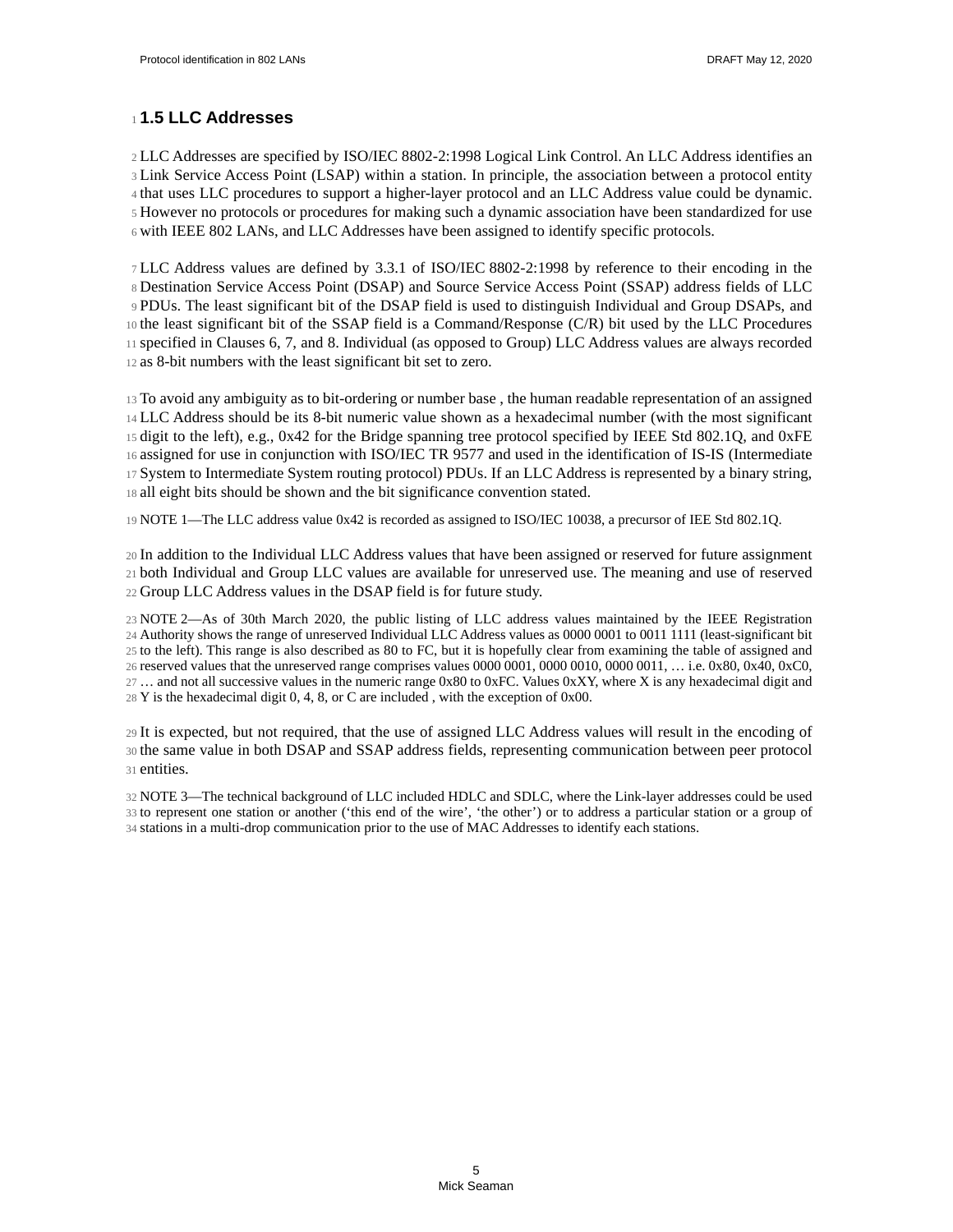## 1.5 LLC Addresses

LLC Addresses are specified by ISO/IEC 8802-2:1998 Logical Link Control. An LLC Address identifies an Link Service Access Point (LSAP) within a station. In principle, the association between a protocol entity that uses LLC procedures to support a higher-layer protocol and an LLC Address value could be dynamic. However no protocols or procedures for making such a dynamic association have been standardized for use with IEEE 802 LANs, and LLC Addresses have been assigned to identify specific protocols.

LLC Address values are defined by 3.3.1 of ISO/IEC 8802-2:1998 by reference to their encoding in the Destination Service Access Point (DSAP) and Source Service Access Point (SSAP) address fields of LLC PDUs. The least significant bit of the DSAP field is used to distinguish Individual and Group DSAPs, and the least significant bit of the SSAP field is a Command/Response (C/R) bit used by the LLC Procedures specified in Clauses 6, 7, and 8. Individual (as opposed to Group) LLC Address values are always recorded as 8-bit numbers with the least significant bit set to zero.

To avoid any ambiguity as to bit-ordering or number base , the human readable representation of an assigned LLC Address should be its 8-bit numeric value shown as a hexadecimal number (with the most significant digit to the left), e.g., 0x42 for the Bridge spanning tree protocol specified by IEEE Std 802.1Q, and 0xFE assigned for use in conjunction with ISO/IEC TR 9577 and used in the identification of IS-IS (Intermediate System to Intermediate System routing protocol) PDUs. If an LLC Address is represented by a binary string, all eight bits should be shown and the bit significance convention stated.

NOTE 1—The LLC address value 0x42 is recorded as assigned to ISO/IEC 10038, a precursor of IEE Std 802.1Q.

In addition to the Individual LLC Address values that have been assigned or reserved for future assignment both Individual and Group LLC values are available for unreserved use. The meaning and use of reserved Group LLC Address values in the DSAP field is for future study.

NOTE 2—As of 30th March 2020, the public listing of LLC address values maintained by the IEEE Registration Authority shows the range of unreserved Individual LLC Address values as 0000 0001 to 0011 1111 (least-significant bit to the left). This range is also described as 80 to FC, but it is hopefully clear from examining the table of assigned and reserved values that the unreserved range comprises values 0000 0001, 0000 0010, 0000 0011, … i.e. 0x80, 0x40, 0xC0, … and not all successive values in the numeric range 0x80 to 0xFC. Values 0xXY, where X is any hexadecimal digit and Y is the hexadecimal digit 0, 4, 8, or C are included , with the exception of 0x00.

It is expected, but not required, that the use of assigned LLC Address values will result in the encoding of the same value in both DSAP and SSAP address fields, representing communication between peer protocol entities.

NOTE 3—The technical background of LLC included HDLC and SDLC, where the Link-layer addresses could be used to represent one station or another (‘this end of the wire’, ‘the other’) or to address a particular station or a group of stations in a multi-drop communication prior to the use of MAC Addresses to identify each stations.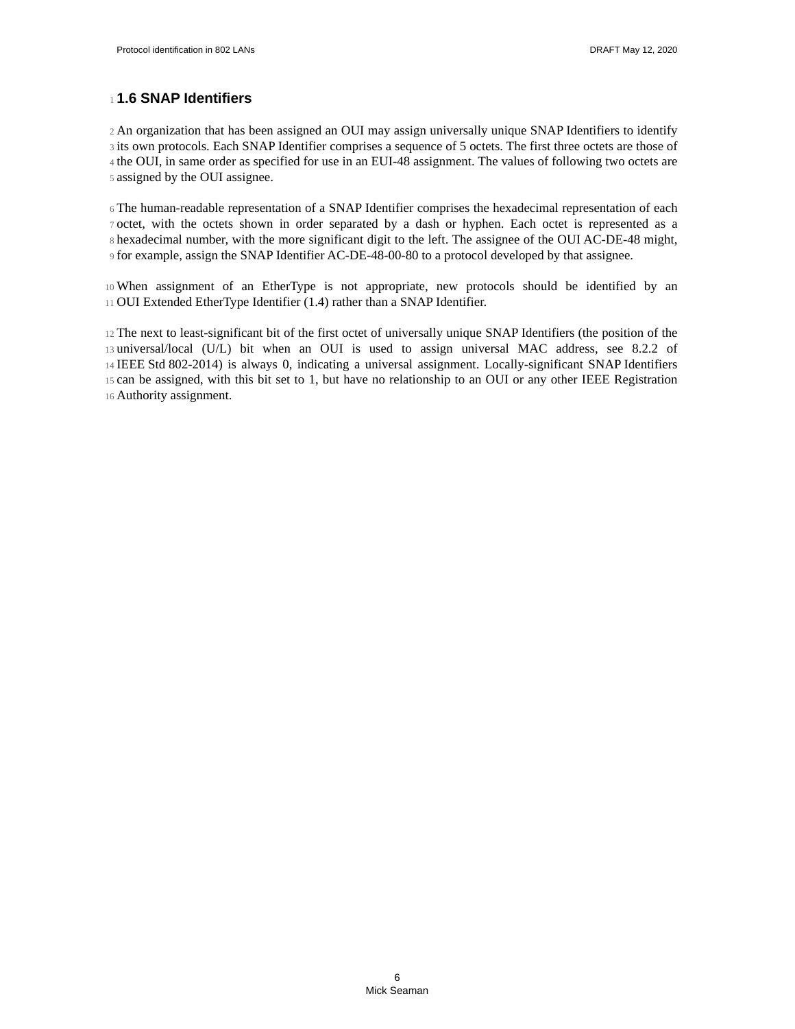## 1.6 SNAP Identifiers

An organization that has been assigned an OUI may assign universally unique SNAP Identifiers to identify its own protocols. Each SNAP Identifier comprises a sequence of 5 octets. The first three octets are those of the OUI, in same order as specified for use in an EUI-48 assignment. The values of following two octets are assigned by the OUI assignee.

The human-readable representation of a SNAP Identifier comprises the hexadecimal representation of each octet, with the octets shown in order separated by a dash or hyphen. Each octet is represented as a hexadecimal number, with the more significant digit to the left. The assignee of the OUI AC-DE-48 might, for example, assign the SNAP Identifier AC-DE-48-00-80 to a protocol developed by that assignee.

When assignment of an EtherType is not appropriate, new protocols should be identified by an OUI Extended EtherType Identifier (1.4) rather than a SNAP Identifier.

The next to least-significant bit of the first octet of universally unique SNAP Identifiers (the position of the universal/local (U/L) bit when an OUI is used to assign universal MAC address, see 8.2.2 of IEEE Std 802-2014) is always 0, indicating a universal assignment. Locally-significant SNAP Identifiers can be assigned, with this bit set to 1, but have no relationship to an OUI or any other IEEE Registration Authority assignment.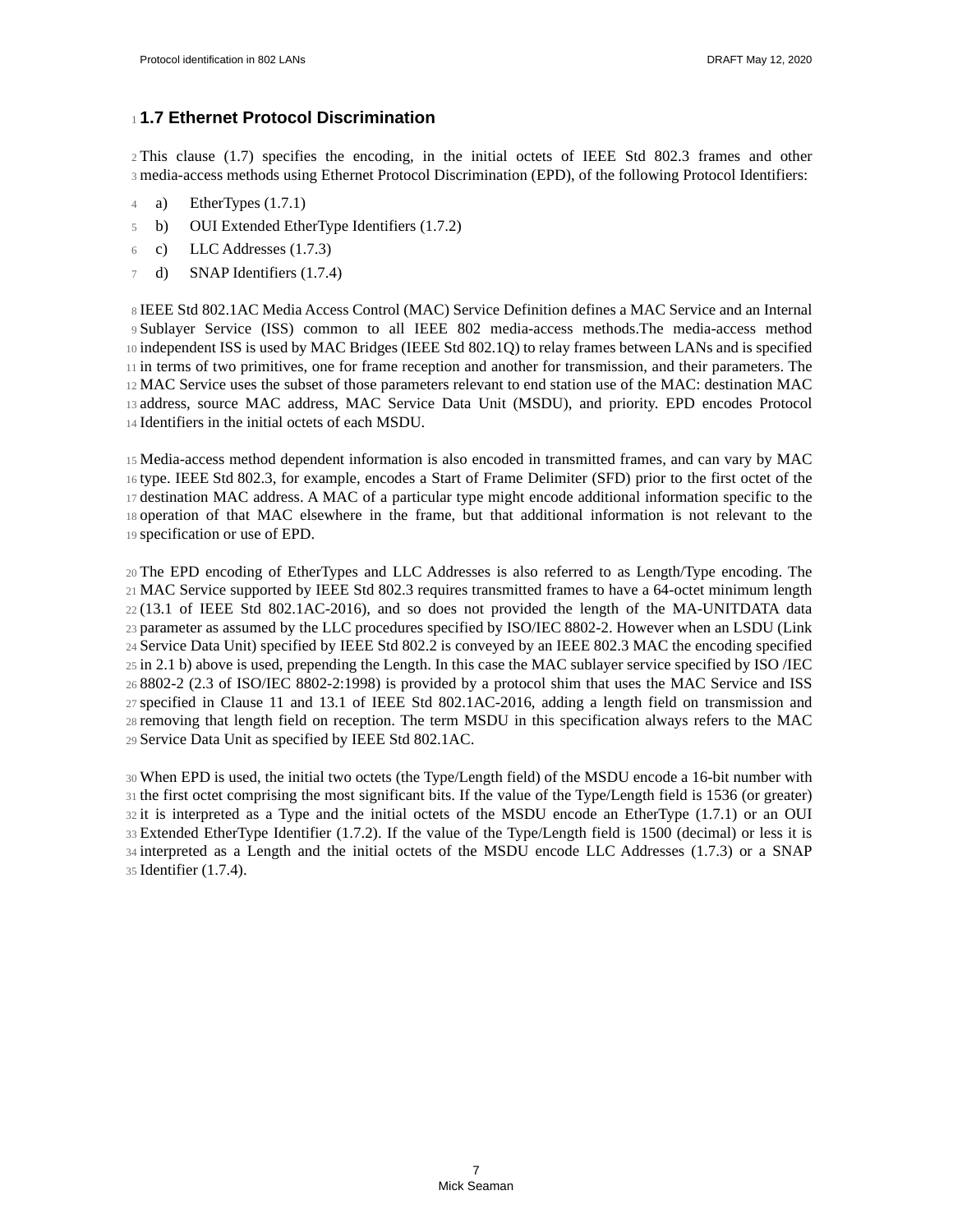## 1.7 Ethernet Protocol Discrimination

This clause (1.7) specifies the encoding, in the initial octets of IEEE Std 802.3 frames and other media-access methods using Ethernet Protocol Discrimination (EPD), of the following Protocol Identifiers:

a) EtherTypes (1.7.1)
b) OUI Extended EtherType Identifiers (1.7.2)
c) LLC Addresses (1.7.3)
d) SNAP Identifiers (1.7.4)

IEEE Std 802.1AC Media Access Control (MAC) Service Definition defines a MAC Service and an Internal Sublayer Service (ISS) common to all IEEE 802 media-access methods.The media-access method independent ISS is used by MAC Bridges (IEEE Std 802.1Q) to relay frames between LANs and is specified in terms of two primitives, one for frame reception and another for transmission, and their parameters. The MAC Service uses the subset of those parameters relevant to end station use of the MAC: destination MAC address, source MAC address, MAC Service Data Unit (MSDU), and priority. EPD encodes Protocol Identifiers in the initial octets of each MSDU.

Media-access method dependent information is also encoded in transmitted frames, and can vary by MAC type. IEEE Std 802.3, for example, encodes a Start of Frame Delimiter (SFD) prior to the first octet of the destination MAC address. A MAC of a particular type might encode additional information specific to the operation of that MAC elsewhere in the frame, but that additional information is not relevant to the specification or use of EPD.

The EPD encoding of EtherTypes and LLC Addresses is also referred to as Length/Type encoding. The MAC Service supported by IEEE Std 802.3 requires transmitted frames to have a 64-octet minimum length (13.1 of IEEE Std 802.1AC-2016), and so does not provided the length of the MA-UNITDATA data parameter as assumed by the LLC procedures specified by ISO/IEC 8802-2. However when an LSDU (Link Service Data Unit) specified by IEEE Std 802.2 is conveyed by an IEEE 802.3 MAC the encoding specified in 2.1 b) above is used, prepending the Length. In this case the MAC sublayer service specified by ISO /IEC 8802-2 (2.3 of ISO/IEC 8802-2:1998) is provided by a protocol shim that uses the MAC Service and ISS specified in Clause 11 and 13.1 of IEEE Std 802.1AC-2016, adding a length field on transmission and removing that length field on reception. The term MSDU in this specification always refers to the MAC Service Data Unit as specified by IEEE Std 802.1AC.

When EPD is used, the initial two octets (the Type/Length field) of the MSDU encode a 16-bit number with the first octet comprising the most significant bits. If the value of the Type/Length field is 1536 (or greater) it is interpreted as a Type and the initial octets of the MSDU encode an EtherType (1.7.1) or an OUI Extended EtherType Identifier (1.7.2). If the value of the Type/Length field is 1500 (decimal) or less it is interpreted as a Length and the initial octets of the MSDU encode LLC Addresses (1.7.3) or a SNAP Identifier (1.7.4).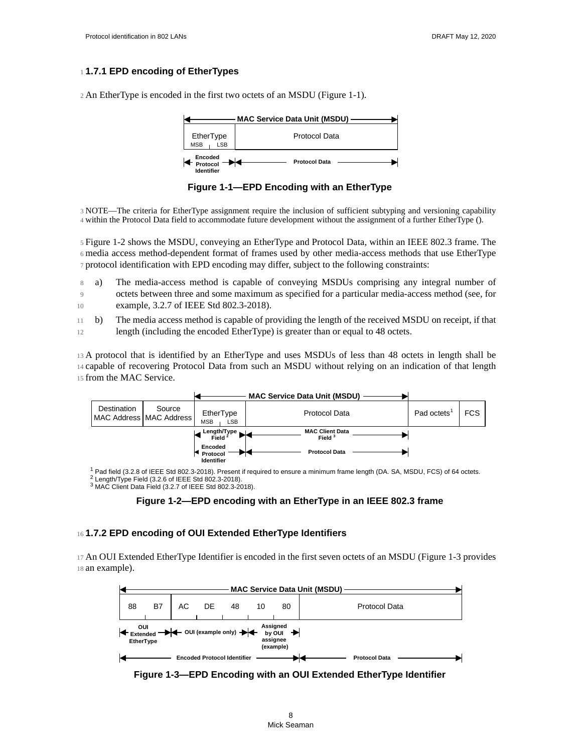### 1.7.1 EPD encoding of EtherTypes

An EtherType is encoded in the first two octets of an MSDU (Figure 1-1).

| MAC Service Data Unit (MSDU) | |
|---|---|
| EtherType (MSB, LSB) | Protocol Data |
| Encoded Protocol Identifier | Protocol Data |

**Figure 1-1—EPD Encoding with an EtherType**

NOTE—The criteria for EtherType assignment require the inclusion of sufficient subtyping and versioning capability within the Protocol Data field to accommodate future development without the assignment of a further EtherType ().

Figure 1-2 shows the MSDU, conveying an EtherType and Protocol Data, within an IEEE 802.3 frame. The media access method-dependent format of frames used by other media-access methods that use EtherType protocol identification with EPD encoding may differ, subject to the following constraints:

a) The media-access method is capable of conveying MSDUs comprising any integral number of octets between three and some maximum as specified for a particular media-access method (see, for example, 3.2.7 of IEEE Std 802.3-2018).

b) The media access method is capable of providing the length of the received MSDU on receipt, if that length (including the encoded EtherType) is greater than or equal to 48 octets.

A protocol that is identified by an EtherType and uses MSDUs of less than 48 octets in length shall be capable of recovering Protocol Data from such an MSDU without relying on an indication of that length from the MAC Service.

| | | MAC Service Data Unit (MSDU) | | | |
|---|---|---|---|---|---|
| Destination MAC Address | Source MAC Address | EtherType (MSB, LSB) | Protocol Data | Pad octets[1] | FCS |
| | | Length/Type Field [2] | MAC Client Data Field [3] | | |
| | | Encoded Protocol Identifier | Protocol Data | | |

[1] Pad field (3.2.8 of IEEE Std 802.3-2018). Present if required to ensure a minimum frame length (DA. SA, MSDU, FCS) of 64 octets.
[2] Length/Type Field (3.2.6 of IEEE Std 802.3-2018).
[3] MAC Client Data Field (3.2.7 of IEEE Std 802.3-2018).

**Figure 1-2—EPD encoding with an EtherType in an IEEE 802.3 frame**

### 1.7.2 EPD encoding of OUI Extended EtherType Identifiers

An OUI Extended EtherType Identifier is encoded in the first seven octets of an MSDU (Figure 1-3 provides an example).

| MAC Service Data Unit (MSDU) | | | | | | | |
|---|---|---|---|---|---|---|---|
| 88 | B7 | AC | DE | 48 | 10 | 80 | Protocol Data |
| OUI Extended EtherType | | OUI (example only) | | | Assigned by OUI assignee (example) | | |
| Encoded Protocol Identifier | | | | | | | Protocol Data |

**Figure 1-3—EPD Encoding with an OUI Extended EtherType Identifier**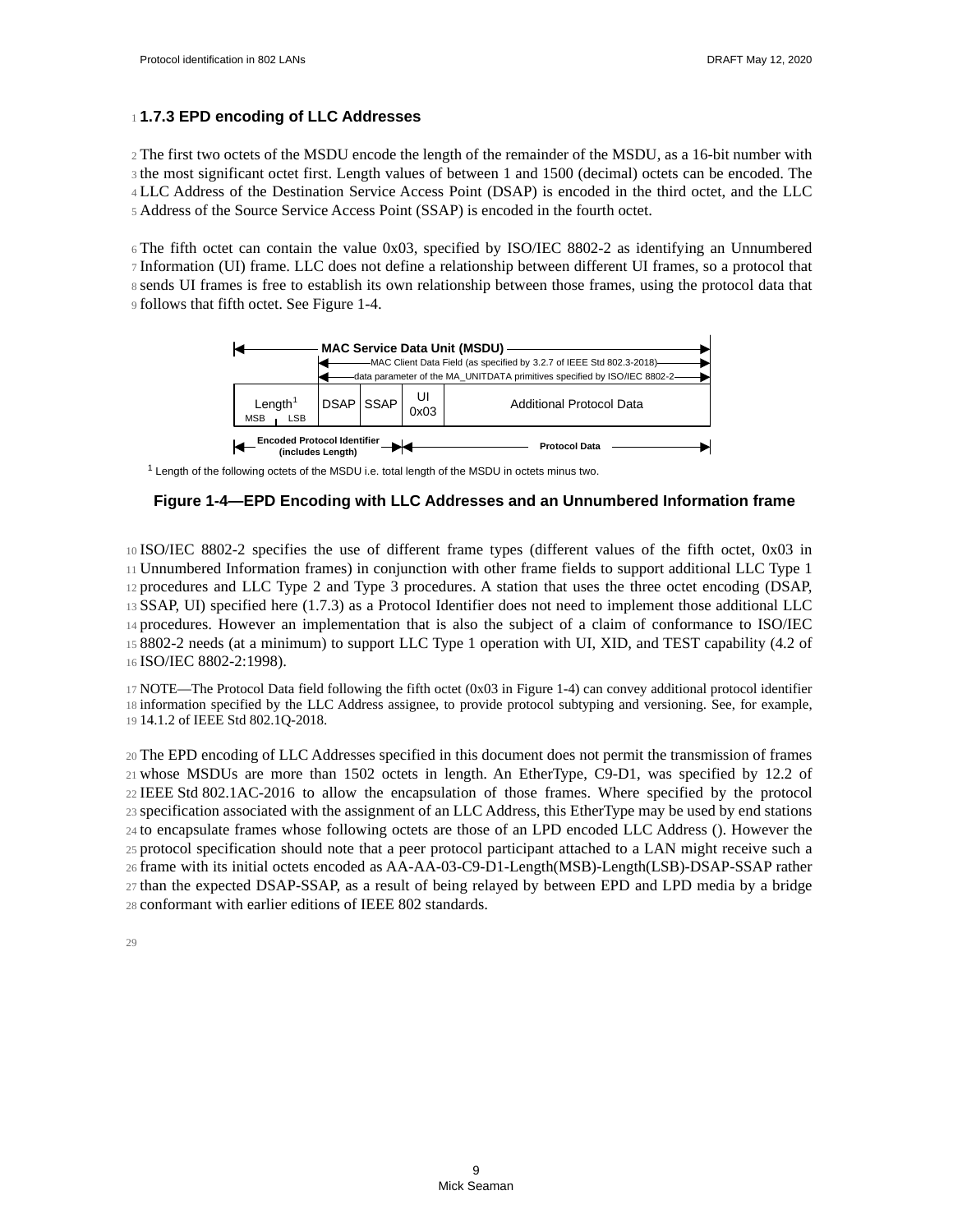### 1.7.3 EPD encoding of LLC Addresses

The first two octets of the MSDU encode the length of the remainder of the MSDU, as a 16-bit number with the most significant octet first. Length values of between 1 and 1500 (decimal) octets can be encoded. The LLC Address of the Destination Service Access Point (DSAP) is encoded in the third octet, and the LLC Address of the Source Service Access Point (SSAP) is encoded in the fourth octet.

The fifth octet can contain the value 0x03, specified by ISO/IEC 8802-2 as identifying an Unnumbered Information (UI) frame. LLC does not define a relationship between different UI frames, so a protocol that sends UI frames is free to establish its own relationship between those frames, using the protocol data that follows that fifth octet. See Figure 1-4.

| Length[1] (MSB, LSB) | DSAP | SSAP | UI 0x03 | Additional Protocol Data |
|---|---|---|---|---|

MAC Service Data Unit (MSDU) — spans all fields

MAC Client Data Field (as specified by 3.2.7 of IEEE Std 802.3-2018) — spans DSAP through Additional Protocol Data

data parameter of the MA_UNITDATA primitives specified by ISO/IEC 8802-2 — spans DSAP through Additional Protocol Data

Encoded Protocol Identifier (includes Length) — spans Length through UI 0x03

Protocol Data — spans Additional Protocol Data

[1] Length of the following octets of the MSDU i.e. total length of the MSDU in octets minus two.

**Figure 1-4—EPD Encoding with LLC Addresses and an Unnumbered Information frame**

ISO/IEC 8802-2 specifies the use of different frame types (different values of the fifth octet, 0x03 in Unnumbered Information frames) in conjunction with other frame fields to support additional LLC Type 1 procedures and LLC Type 2 and Type 3 procedures. A station that uses the three octet encoding (DSAP, SSAP, UI) specified here (1.7.3) as a Protocol Identifier does not need to implement those additional LLC procedures. However an implementation that is also the subject of a claim of conformance to ISO/IEC 8802-2 needs (at a minimum) to support LLC Type 1 operation with UI, XID, and TEST capability (4.2 of ISO/IEC 8802-2:1998).

NOTE—The Protocol Data field following the fifth octet (0x03 in Figure 1-4) can convey additional protocol identifier information specified by the LLC Address assignee, to provide protocol subtyping and versioning. See, for example, 14.1.2 of IEEE Std 802.1Q-2018.

The EPD encoding of LLC Addresses specified in this document does not permit the transmission of frames whose MSDUs are more than 1502 octets in length. An EtherType, C9-D1, was specified by 12.2 of IEEE Std 802.1AC-2016 to allow the encapsulation of those frames. Where specified by the protocol specification associated with the assignment of an LLC Address, this EtherType may be used by end stations to encapsulate frames whose following octets are those of an LPD encoded LLC Address (). However the protocol specification should note that a peer protocol participant attached to a LAN might receive such a frame with its initial octets encoded as AA-AA-03-C9-D1-Length(MSB)-Length(LSB)-DSAP-SSAP rather than the expected DSAP-SSAP, as a result of being relayed by between EPD and LPD media by a bridge conformant with earlier editions of IEEE 802 standards.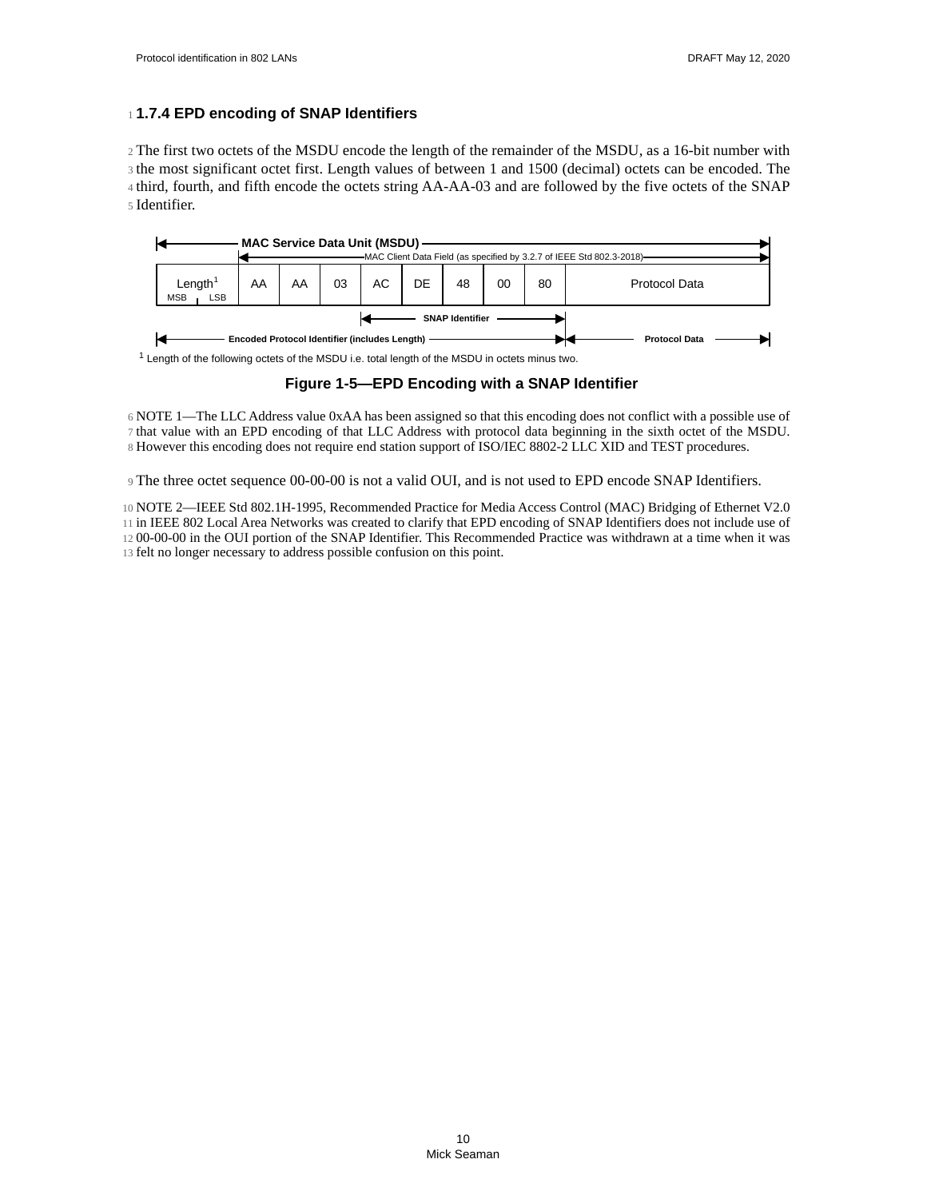### 1.7.4 EPD encoding of SNAP Identifiers

The first two octets of the MSDU encode the length of the remainder of the MSDU, as a 16-bit number with the most significant octet first. Length values of between 1 and 1500 (decimal) octets can be encoded. The third, fourth, and fifth encode the octets string AA-AA-03 and are followed by the five octets of the SNAP Identifier.

| Length[1] (MSB, LSB) | AA | AA | 03 | AC | DE | 48 | 00 | 80 | Protocol Data |
|---|---|---|---|---|---|---|---|---|---|

MAC Service Data Unit (MSDU): spans all fields.
MAC Client Data Field (as specified by 3.2.7 of IEEE Std 802.3-2018): spans from AA through Protocol Data.
SNAP Identifier: AC DE 48 00 80.
Encoded Protocol Identifier (includes Length): Length through 80.
Protocol Data: Protocol Data.

[1] Length of the following octets of the MSDU i.e. total length of the MSDU in octets minus two.

**Figure 1-5—EPD Encoding with a SNAP Identifier**

NOTE 1—The LLC Address value 0xAA has been assigned so that this encoding does not conflict with a possible use of that value with an EPD encoding of that LLC Address with protocol data beginning in the sixth octet of the MSDU. However this encoding does not require end station support of ISO/IEC 8802-2 LLC XID and TEST procedures.

The three octet sequence 00-00-00 is not a valid OUI, and is not used to EPD encode SNAP Identifiers.

NOTE 2—IEEE Std 802.1H-1995, Recommended Practice for Media Access Control (MAC) Bridging of Ethernet V2.0 in IEEE 802 Local Area Networks was created to clarify that EPD encoding of SNAP Identifiers does not include use of 00-00-00 in the OUI portion of the SNAP Identifier. This Recommended Practice was withdrawn at a time when it was felt no longer necessary to address possible confusion on this point.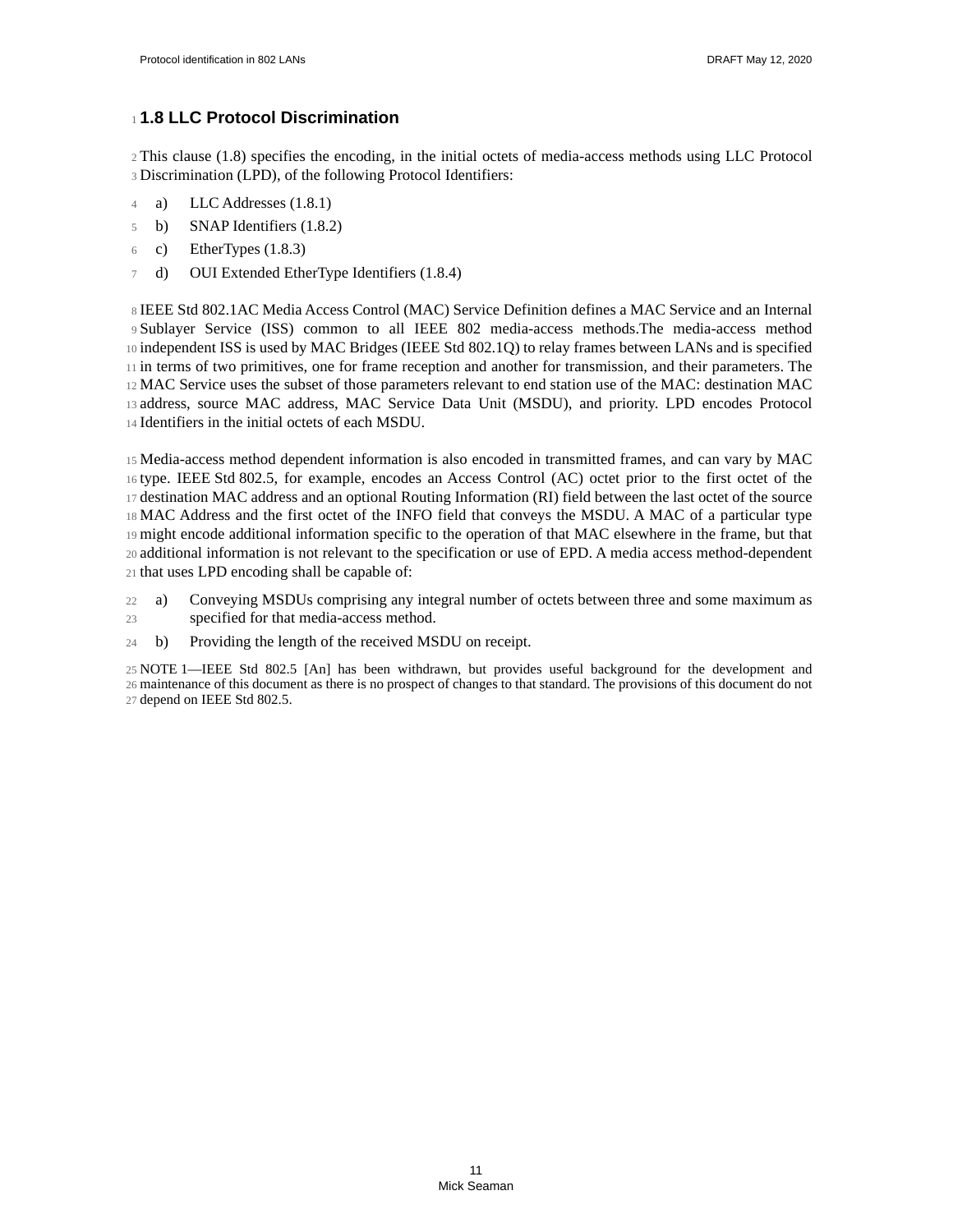## 1.8 LLC Protocol Discrimination

This clause (1.8) specifies the encoding, in the initial octets of media-access methods using LLC Protocol Discrimination (LPD), of the following Protocol Identifiers:

a) LLC Addresses (1.8.1)
b) SNAP Identifiers (1.8.2)
c) EtherTypes (1.8.3)
d) OUI Extended EtherType Identifiers (1.8.4)

IEEE Std 802.1AC Media Access Control (MAC) Service Definition defines a MAC Service and an Internal Sublayer Service (ISS) common to all IEEE 802 media-access methods.The media-access method independent ISS is used by MAC Bridges (IEEE Std 802.1Q) to relay frames between LANs and is specified in terms of two primitives, one for frame reception and another for transmission, and their parameters. The MAC Service uses the subset of those parameters relevant to end station use of the MAC: destination MAC address, source MAC address, MAC Service Data Unit (MSDU), and priority. LPD encodes Protocol Identifiers in the initial octets of each MSDU.

Media-access method dependent information is also encoded in transmitted frames, and can vary by MAC type. IEEE Std 802.5, for example, encodes an Access Control (AC) octet prior to the first octet of the destination MAC address and an optional Routing Information (RI) field between the last octet of the source MAC Address and the first octet of the INFO field that conveys the MSDU. A MAC of a particular type might encode additional information specific to the operation of that MAC elsewhere in the frame, but that additional information is not relevant to the specification or use of EPD. A media access method-dependent that uses LPD encoding shall be capable of:

a) Conveying MSDUs comprising any integral number of octets between three and some maximum as specified for that media-access method.
b) Providing the length of the received MSDU on receipt.

NOTE 1—IEEE Std 802.5 [An] has been withdrawn, but provides useful background for the development and maintenance of this document as there is no prospect of changes to that standard. The provisions of this document do not depend on IEEE Std 802.5.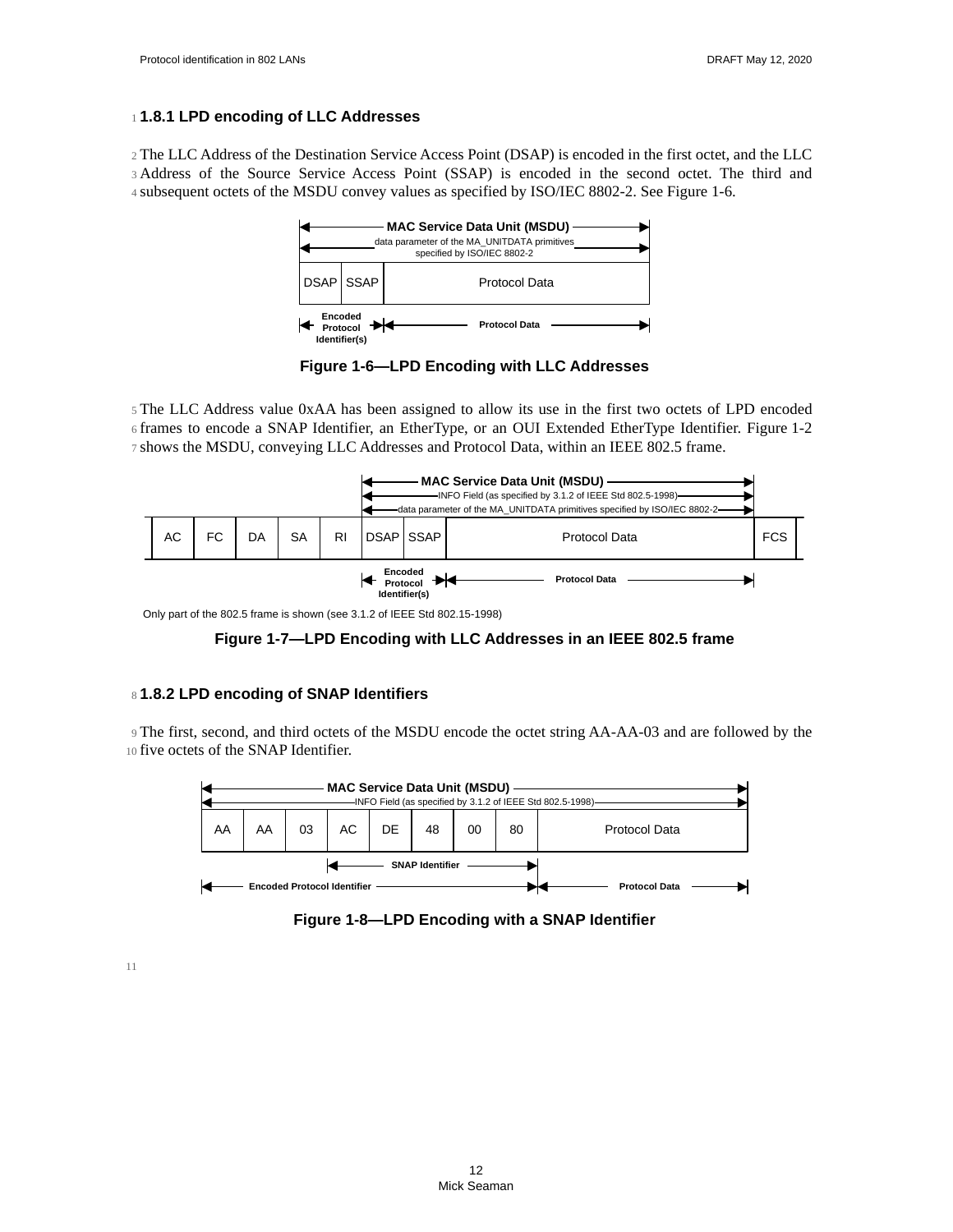### 1.8.1 LPD encoding of LLC Addresses

The LLC Address of the Destination Service Access Point (DSAP) is encoded in the first octet, and the LLC Address of the Source Service Access Point (SSAP) is encoded in the second octet. The third and subsequent octets of the MSDU convey values as specified by ISO/IEC 8802-2. See Figure 1-6.

| DSAP | SSAP | Protocol Data |
|---|---|---|

MAC Service Data Unit (MSDU): data parameter of the MA_UNITDATA primitives specified by ISO/IEC 8802-2. DSAP and SSAP: Encoded Protocol Identifier(s); followed by Protocol Data.

**Figure 1-6—LPD Encoding with LLC Addresses**

The LLC Address value 0xAA has been assigned to allow its use in the first two octets of LPD encoded frames to encode a SNAP Identifier, an EtherType, or an OUI Extended EtherType Identifier. Figure 1-2 shows the MSDU, conveying LLC Addresses and Protocol Data, within an IEEE 802.5 frame.

| AC | FC | DA | SA | RI | DSAP | SSAP | Protocol Data | FCS |
|---|---|---|---|---|---|---|---|---|

MAC Service Data Unit (MSDU) = INFO Field (as specified by 3.1.2 of IEEE Std 802.5-1998) = data parameter of the MA_UNITDATA primitives specified by ISO/IEC 8802-2 (DSAP through Protocol Data). DSAP and SSAP: Encoded Protocol Identifier(s); followed by Protocol Data.

Only part of the 802.5 frame is shown (see 3.1.2 of IEEE Std 802.15-1998)

**Figure 1-7—LPD Encoding with LLC Addresses in an IEEE 802.5 frame**

### 1.8.2 LPD encoding of SNAP Identifiers

The first, second, and third octets of the MSDU encode the octet string AA-AA-03 and are followed by the five octets of the SNAP Identifier.

| AA | AA | 03 | AC | DE | 48 | 00 | 80 | Protocol Data |
|---|---|---|---|---|---|---|---|---|

MAC Service Data Unit (MSDU) = INFO Field (as specified by 3.1.2 of IEEE Std 802.5-1998). SNAP Identifier: AC-DE-48-00-80. Encoded Protocol Identifier: AA through 80; followed by Protocol Data.

**Figure 1-8—LPD Encoding with a SNAP Identifier**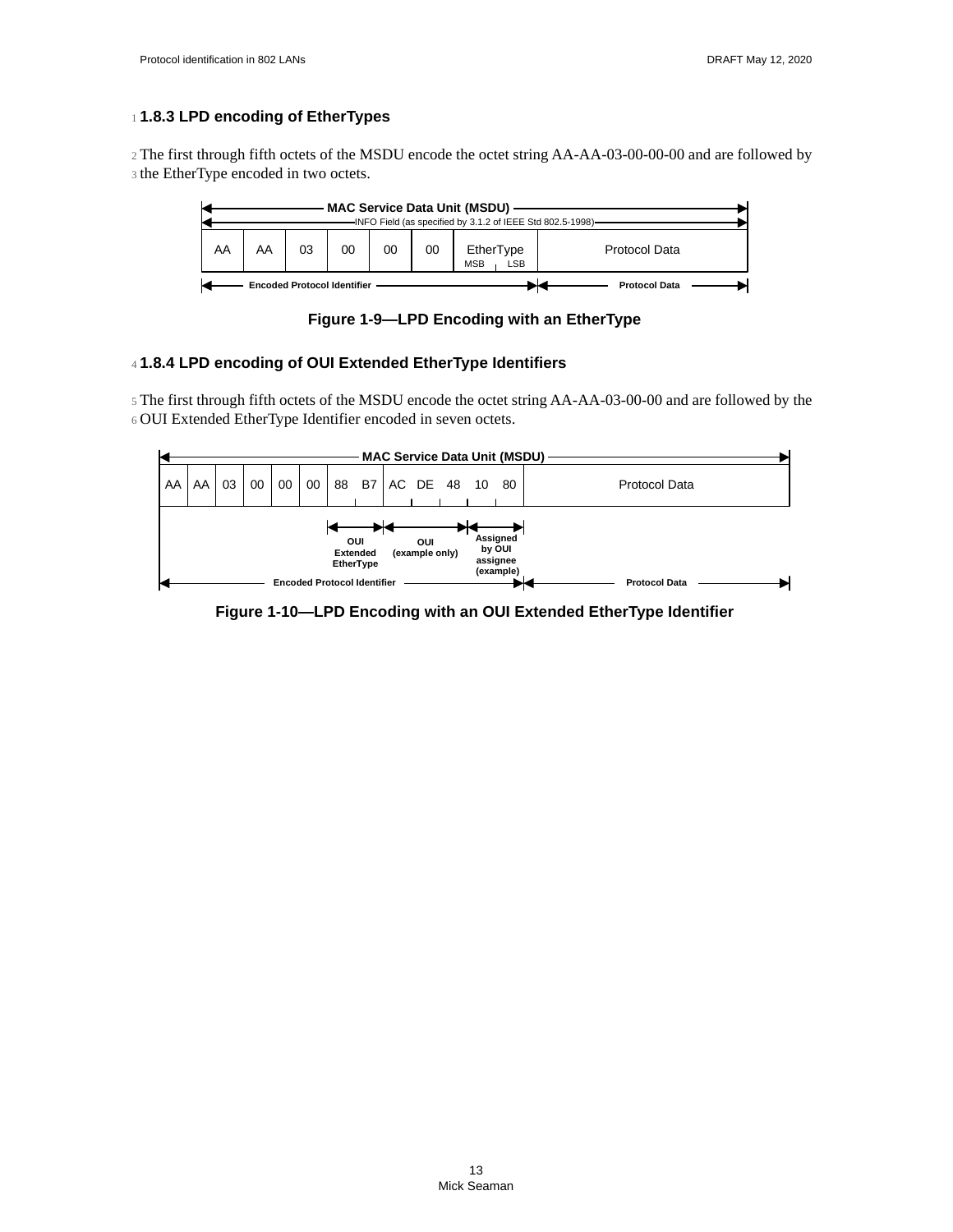### 1.8.3 LPD encoding of EtherTypes

The first through fifth octets of the MSDU encode the octet string AA-AA-03-00-00-00 and are followed by the EtherType encoded in two octets.

| AA | AA | 03 | 00 | 00 | 00 | EtherType (MSB, LSB) | Protocol Data |
|---|---|---|---|---|---|---|---|

MAC Service Data Unit (MSDU)
INFO Field (as specified by 3.1.2 of IEEE Std 802.5-1998)
Encoded Protocol Identifier | Protocol Data

**Figure 1-9—LPD Encoding with an EtherType**

### 1.8.4 LPD encoding of OUI Extended EtherType Identifiers

The first through fifth octets of the MSDU encode the octet string AA-AA-03-00-00 and are followed by the OUI Extended EtherType Identifier encoded in seven octets.

| AA | AA | 03 | 00 | 00 | 00 | 88 | B7 | AC | DE | 48 | 10 | 80 | Protocol Data |
|---|---|---|---|---|---|---|---|---|---|---|---|---|---|

MAC Service Data Unit (MSDU)
OUI Extended EtherType (88 B7) | OUI (example only) (AC DE 48) | Assigned by OUI assignee (example) (10 80)
Encoded Protocol Identifier | Protocol Data

**Figure 1-10—LPD Encoding with an OUI Extended EtherType Identifier**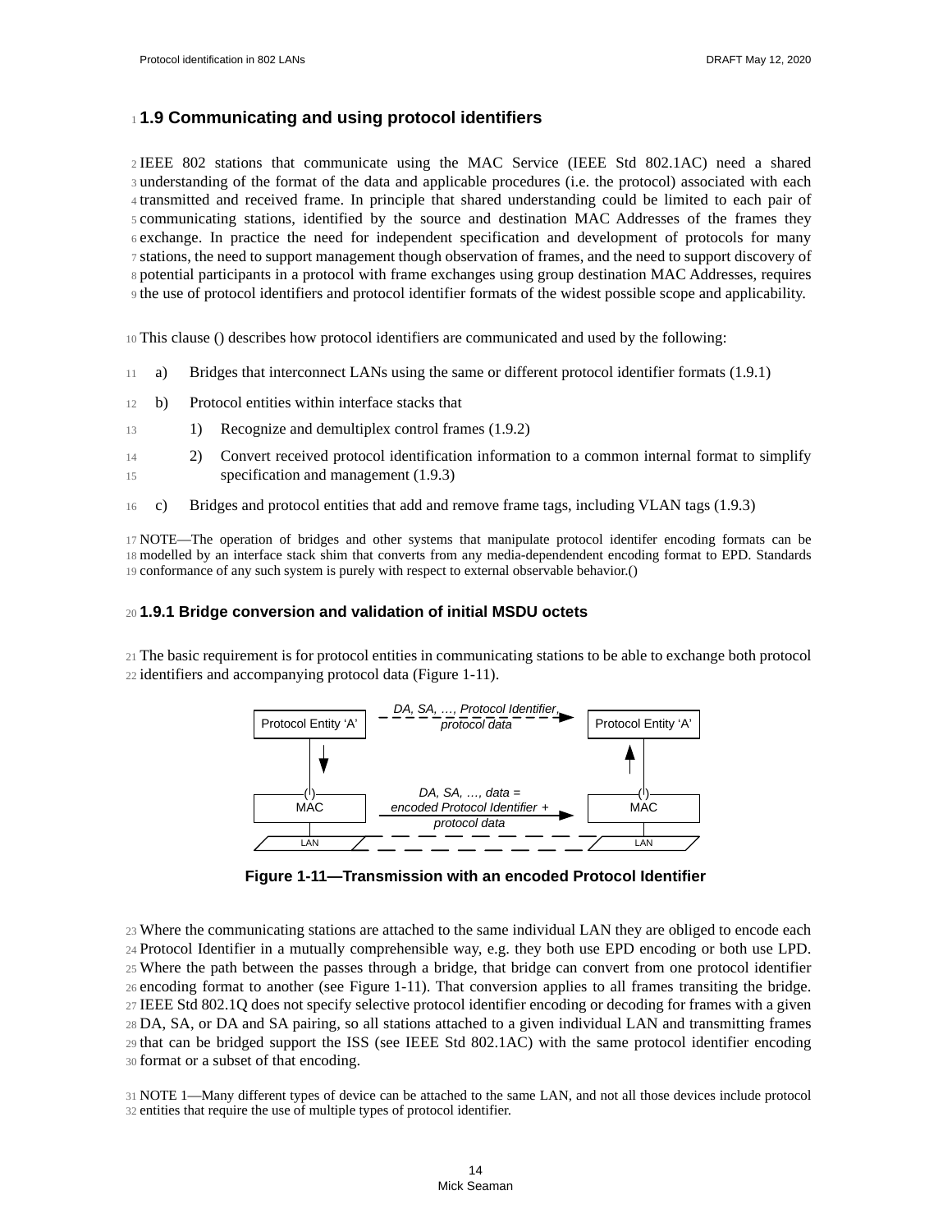## 1.9 Communicating and using protocol identifiers

IEEE 802 stations that communicate using the MAC Service (IEEE Std 802.1AC) need a shared understanding of the format of the data and applicable procedures (i.e. the protocol) associated with each transmitted and received frame. In principle that shared understanding could be limited to each pair of communicating stations, identified by the source and destination MAC Addresses of the frames they exchange. In practice the need for independent specification and development of protocols for many stations, the need to support management though observation of frames, and the need to support discovery of potential participants in a protocol with frame exchanges using group destination MAC Addresses, requires the use of protocol identifiers and protocol identifier formats of the widest possible scope and applicability.

This clause () describes how protocol identifiers are communicated and used by the following:

a) Bridges that interconnect LANs using the same or different protocol identifier formats (1.9.1)
b) Protocol entities within interface stacks that
    1) Recognize and demultiplex control frames (1.9.2)
    2) Convert received protocol identification information to a common internal format to simplify specification and management (1.9.3)
c) Bridges and protocol entities that add and remove frame tags, including VLAN tags (1.9.3)

NOTE—The operation of bridges and other systems that manipulate protocol identifer encoding formats can be modelled by an interface stack shim that converts from any media-dependendent encoding format to EPD. Standards conformance of any such system is purely with respect to external observable behavior.()

### 1.9.1 Bridge conversion and validation of initial MSDU octets

The basic requirement is for protocol entities in communicating stations to be able to exchange both protocol identifiers and accompanying protocol data (Figure 1-11).

Protocol Entity 'A' — *DA, SA, …, Protocol Identifier, protocol data* → Protocol Entity 'A'

MAC — *DA, SA, …, data = encoded Protocol Identifier + protocol data* → MAC

LAN — LAN

**Figure 1-11—Transmission with an encoded Protocol Identifier**

Where the communicating stations are attached to the same individual LAN they are obliged to encode each Protocol Identifier in a mutually comprehensible way, e.g. they both use EPD encoding or both use LPD. Where the path between the passes through a bridge, that bridge can convert from one protocol identifier encoding format to another (see Figure 1-11). That conversion applies to all frames transiting the bridge. IEEE Std 802.1Q does not specify selective protocol identifier encoding or decoding for frames with a given DA, SA, or DA and SA pairing, so all stations attached to a given individual LAN and transmitting frames that can be bridged support the ISS (see IEEE Std 802.1AC) with the same protocol identifier encoding format or a subset of that encoding.

NOTE 1—Many different types of device can be attached to the same LAN, and not all those devices include protocol entities that require the use of multiple types of protocol identifier.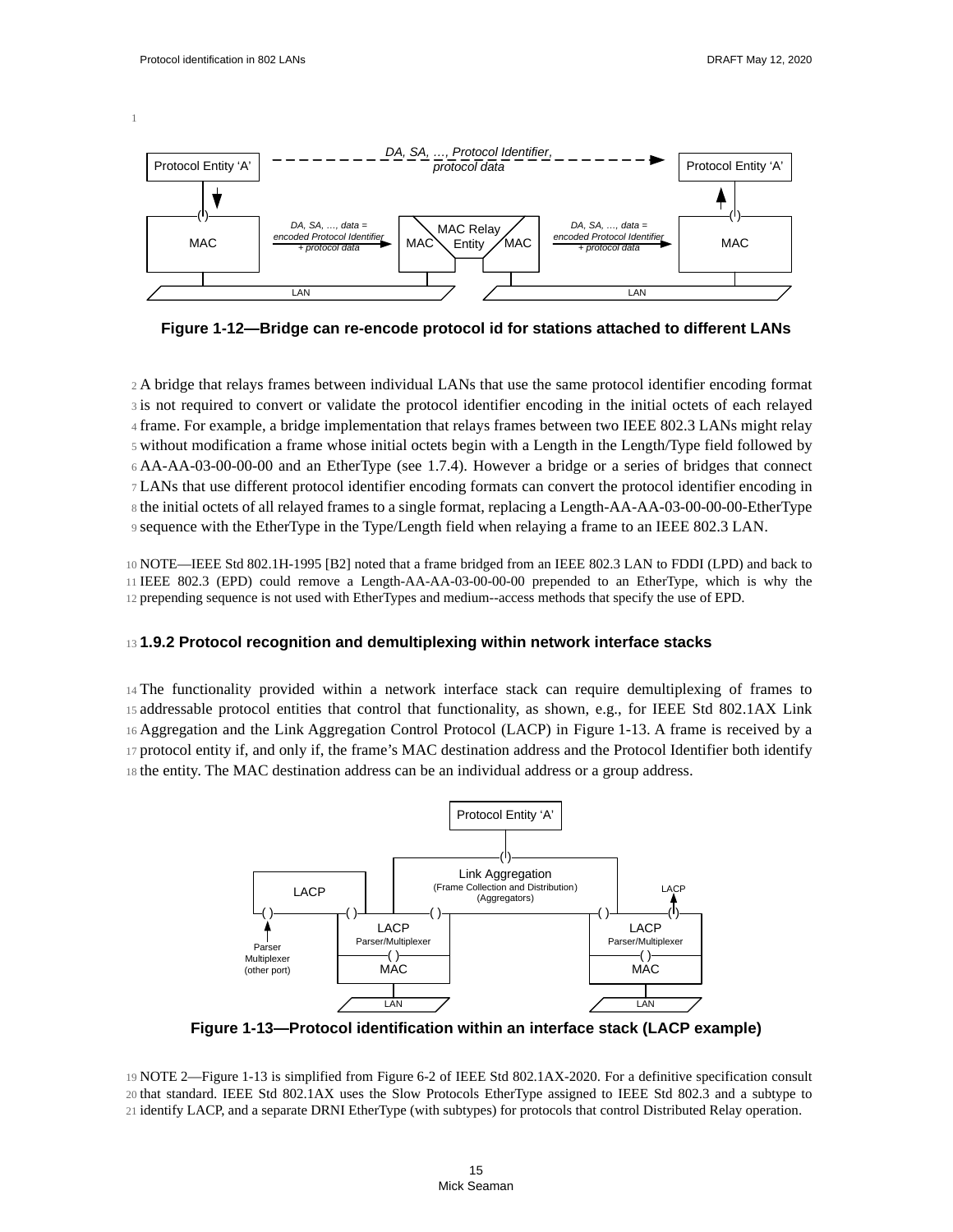Figure 1-12—Bridge can re-encode protocol id for stations attached to different LANs

A bridge that relays frames between individual LANs that use the same protocol identifier encoding format is not required to convert or validate the protocol identifier encoding in the initial octets of each relayed frame. For example, a bridge implementation that relays frames between two IEEE 802.3 LANs might relay without modification a frame whose initial octets begin with a Length in the Length/Type field followed by AA-AA-03-00-00-00 and an EtherType (see 1.7.4). However a bridge or a series of bridges that connect LANs that use different protocol identifier encoding formats can convert the protocol identifier encoding in the initial octets of all relayed frames to a single format, replacing a Length-AA-AA-03-00-00-00-EtherType sequence with the EtherType in the Type/Length field when relaying a frame to an IEEE 802.3 LAN.

NOTE—IEEE Std 802.1H-1995 [B2] noted that a frame bridged from an IEEE 802.3 LAN to FDDI (LPD) and back to IEEE 802.3 (EPD) could remove a Length-AA-AA-03-00-00-00 prepended to an EtherType, which is why the prepending sequence is not used with EtherTypes and medium--access methods that specify the use of EPD.

### 1.9.2 Protocol recognition and demultiplexing within network interface stacks

The functionality provided within a network interface stack can require demultiplexing of frames to addressable protocol entities that control that functionality, as shown, e.g., for IEEE Std 802.1AX Link Aggregation and the Link Aggregation Control Protocol (LACP) in Figure 1-13. A frame is received by a protocol entity if, and only if, the frame's MAC destination address and the Protocol Identifier both identify the entity. The MAC destination address can be an individual address or a group address.

Figure 1-13—Protocol identification within an interface stack (LACP example)

NOTE 2—Figure 1-13 is simplified from Figure 6-2 of IEEE Std 802.1AX-2020. For a definitive specification consult that standard. IEEE Std 802.1AX uses the Slow Protocols EtherType assigned to IEEE Std 802.3 and a subtype to identify LACP, and a separate DRNI EtherType (with subtypes) for protocols that control Distributed Relay operation.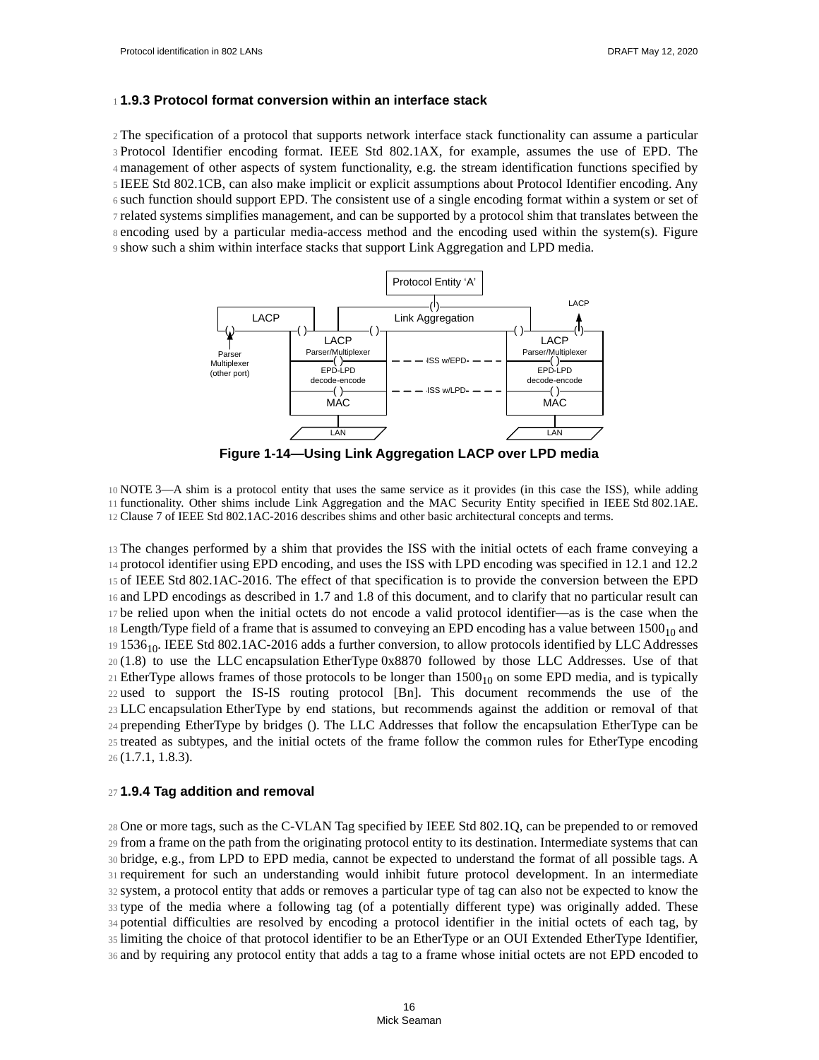### 1.9.3 Protocol format conversion within an interface stack

The specification of a protocol that supports network interface stack functionality can assume a particular Protocol Identifier encoding format. IEEE Std 802.1AX, for example, assumes the use of EPD. The management of other aspects of system functionality, e.g. the stream identification functions specified by IEEE Std 802.1CB, can also make implicit or explicit assumptions about Protocol Identifier encoding. Any such function should support EPD. The consistent use of a single encoding format within a system or set of related systems simplifies management, and can be supported by a protocol shim that translates between the encoding used by a particular media-access method and the encoding used within the system(s). Figure show such a shim within interface stacks that support Link Aggregation and LPD media.

**Figure 1-14—Using Link Aggregation LACP over LPD media**

NOTE 3—A shim is a protocol entity that uses the same service as it provides (in this case the ISS), while adding functionality. Other shims include Link Aggregation and the MAC Security Entity specified in IEEE Std 802.1AE. Clause 7 of IEEE Std 802.1AC-2016 describes shims and other basic architectural concepts and terms.

The changes performed by a shim that provides the ISS with the initial octets of each frame conveying a protocol identifier using EPD encoding, and uses the ISS with LPD encoding was specified in 12.1 and 12.2 of IEEE Std 802.1AC-2016. The effect of that specification is to provide the conversion between the EPD and LPD encodings as described in 1.7 and 1.8 of this document, and to clarify that no particular result can be relied upon when the initial octets do not encode a valid protocol identifier—as is the case when the Length/Type field of a frame that is assumed to conveying an EPD encoding has a value between $1500_{10}$ and $1536_{10}$. IEEE Std 802.1AC-2016 adds a further conversion, to allow protocols identified by LLC Addresses (1.8) to use the LLC encapsulation EtherType 0x8870 followed by those LLC Addresses. Use of that EtherType allows frames of those protocols to be longer than $1500_{10}$ on some EPD media, and is typically used to support the IS-IS routing protocol [Bn]. This document recommends the use of the LLC encapsulation EtherType by end stations, but recommends against the addition or removal of that prepending EtherType by bridges (). The LLC Addresses that follow the encapsulation EtherType can be treated as subtypes, and the initial octets of the frame follow the common rules for EtherType encoding (1.7.1, 1.8.3).

### 1.9.4 Tag addition and removal

One or more tags, such as the C-VLAN Tag specified by IEEE Std 802.1Q, can be prepended to or removed from a frame on the path from the originating protocol entity to its destination. Intermediate systems that can bridge, e.g., from LPD to EPD media, cannot be expected to understand the format of all possible tags. A requirement for such an understanding would inhibit future protocol development. In an intermediate system, a protocol entity that adds or removes a particular type of tag can also not be expected to know the type of the media where a following tag (of a potentially different type) was originally added. These potential difficulties are resolved by encoding a protocol identifier in the initial octets of each tag, by limiting the choice of that protocol identifier to be an EtherType or an OUI Extended EtherType Identifier, and by requiring any protocol entity that adds a tag to a frame whose initial octets are not EPD encoded to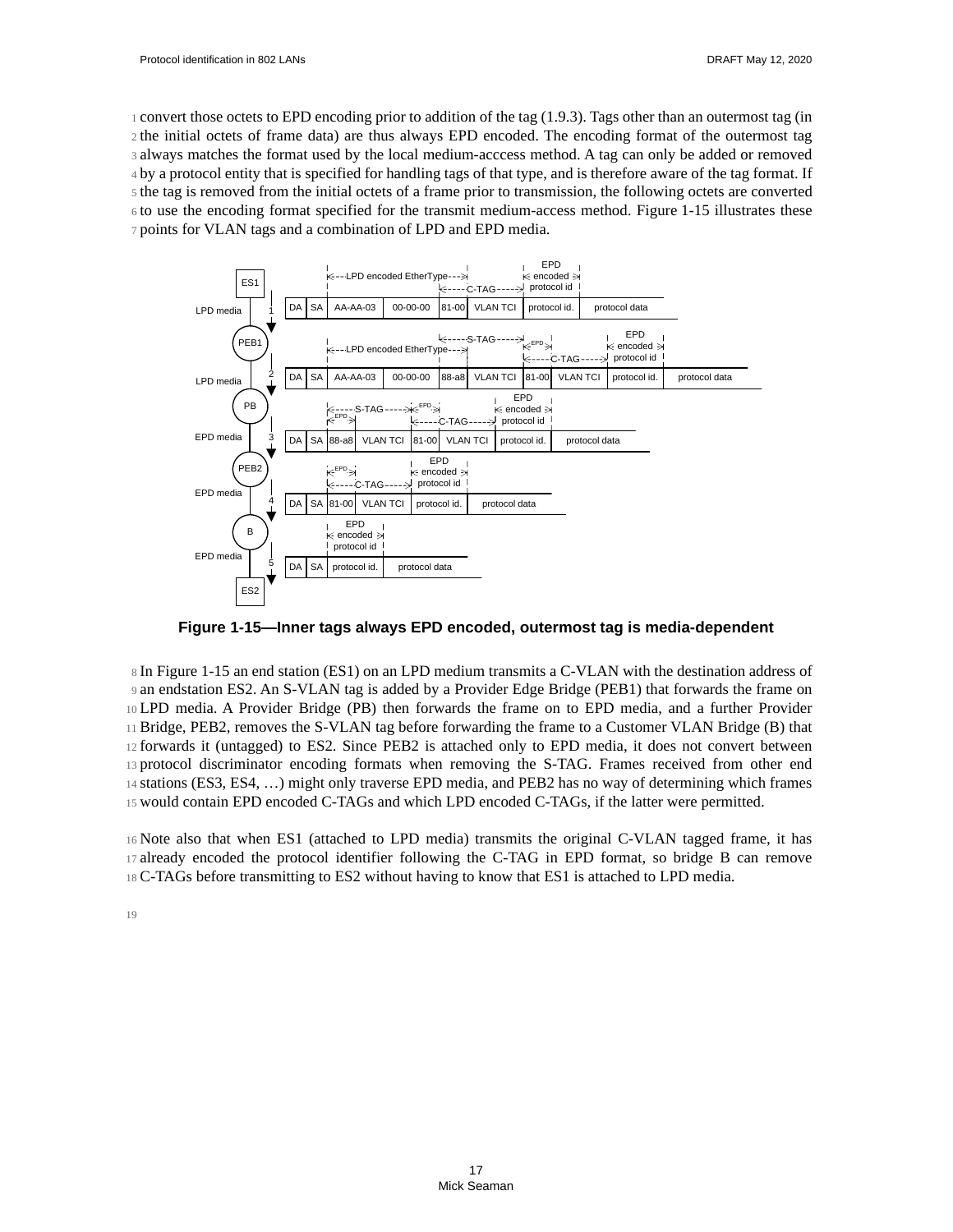convert those octets to EPD encoding prior to addition of the tag (1.9.3). Tags other than an outermost tag (in the initial octets of frame data) are thus always EPD encoded. The encoding format of the outermost tag always matches the format used by the local medium-acccess method. A tag can only be added or removed by a protocol entity that is specified for handling tags of that type, and is therefore aware of the tag format. If the tag is removed from the initial octets of a frame prior to transmission, the following octets are converted to use the encoding format specified for the transmit medium-access method. Figure 1-15 illustrates these points for VLAN tags and a combination of LPD and EPD media.

ES1
LPD media
1
LPD encoded EtherType
C-TAG
EPD encoded protocol id
DA | SA | AA-AA-03 | 00-00-00 | 81-00 | VLAN TCI | protocol id. | protocol data

PEB1
LPD media
2
LPD encoded EtherType
S-TAG
EPD
C-TAG
EPD encoded protocol id
DA | SA | AA-AA-03 | 00-00-00 | 88-a8 | VLAN TCI | 81-00 | VLAN TCI | protocol id. | protocol data

PB
EPD media
3
S-TAG
EPD
EPD
C-TAG
EPD encoded protocol id
DA | SA | 88-a8 | VLAN TCI | 81-00 | VLAN TCI | protocol id. | protocol data

PEB2
EPD media
4
EPD
C-TAG
EPD encoded protocol id
DA | SA | 81-00 | VLAN TCI | protocol id. | protocol data

B
EPD media
5
EPD encoded protocol id
DA | SA | protocol id. | protocol data

ES2

**Figure 1-15—Inner tags always EPD encoded, outermost tag is media-dependent**

In Figure 1-15 an end station (ES1) on an LPD medium transmits a C-VLAN with the destination address of an endstation ES2. An S-VLAN tag is added by a Provider Edge Bridge (PEB1) that forwards the frame on LPD media. A Provider Bridge (PB) then forwards the frame on to EPD media, and a further Provider Bridge, PEB2, removes the S-VLAN tag before forwarding the frame to a Customer VLAN Bridge (B) that forwards it (untagged) to ES2. Since PEB2 is attached only to EPD media, it does not convert between protocol discriminator encoding formats when removing the S-TAG. Frames received from other end stations (ES3, ES4, …) might only traverse EPD media, and PEB2 has no way of determining which frames would contain EPD encoded C-TAGs and which LPD encoded C-TAGs, if the latter were permitted.

Note also that when ES1 (attached to LPD media) transmits the original C-VLAN tagged frame, it has already encoded the protocol identifier following the C-TAG in EPD format, so bridge B can remove C-TAGs before transmitting to ES2 without having to know that ES1 is attached to LPD media.